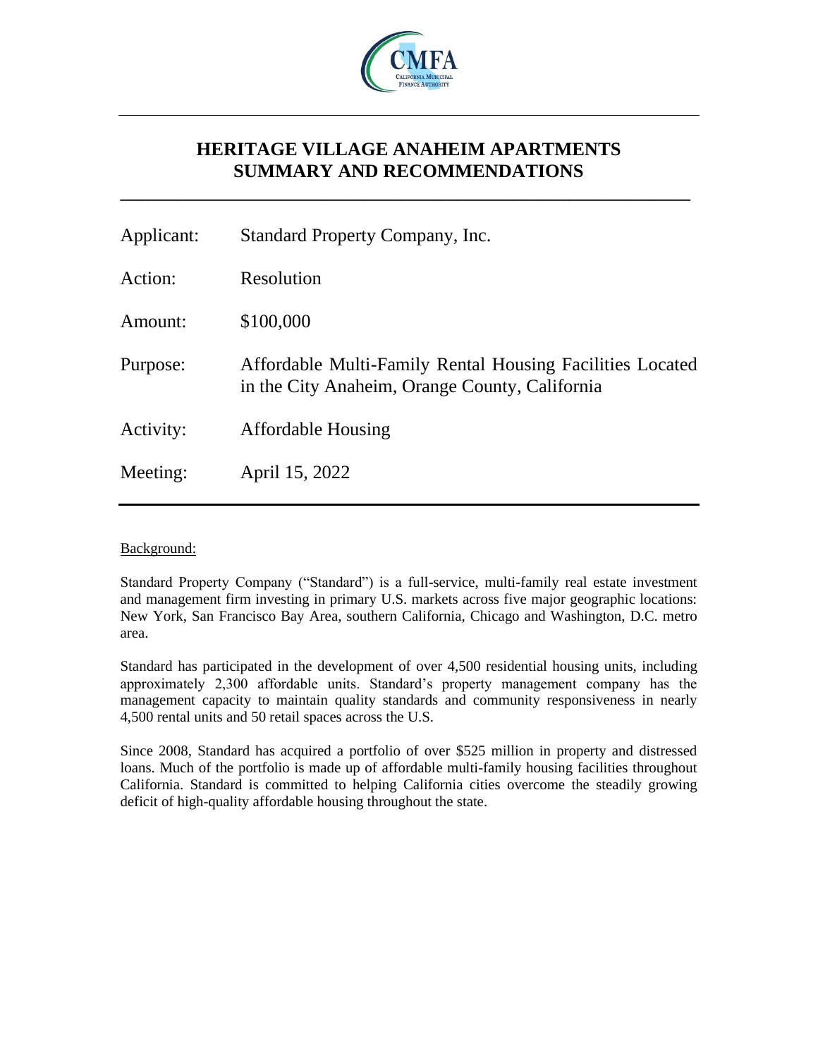# HERITAGE VILLAGE ANAHEIM APARTMENTS
# SUMMARY AND RECOMMENDATIONS

| | |
|---|---|
| Applicant: | Standard Property Company, Inc. |
| Action: | Resolution |
| Amount: | $100,000 |
| Purpose: | Affordable Multi-Family Rental Housing Facilities Located in the City Anaheim, Orange County, California |
| Activity: | Affordable Housing |
| Meeting: | April 15, 2022 |

Background:

Standard Property Company ("Standard") is a full-service, multi-family real estate investment and management firm investing in primary U.S. markets across five major geographic locations: New York, San Francisco Bay Area, southern California, Chicago and Washington, D.C. metro area.

Standard has participated in the development of over 4,500 residential housing units, including approximately 2,300 affordable units. Standard's property management company has the management capacity to maintain quality standards and community responsiveness in nearly 4,500 rental units and 50 retail spaces across the U.S.

Since 2008, Standard has acquired a portfolio of over $525 million in property and distressed loans. Much of the portfolio is made up of affordable multi-family housing facilities throughout California. Standard is committed to helping California cities overcome the steadily growing deficit of high-quality affordable housing throughout the state.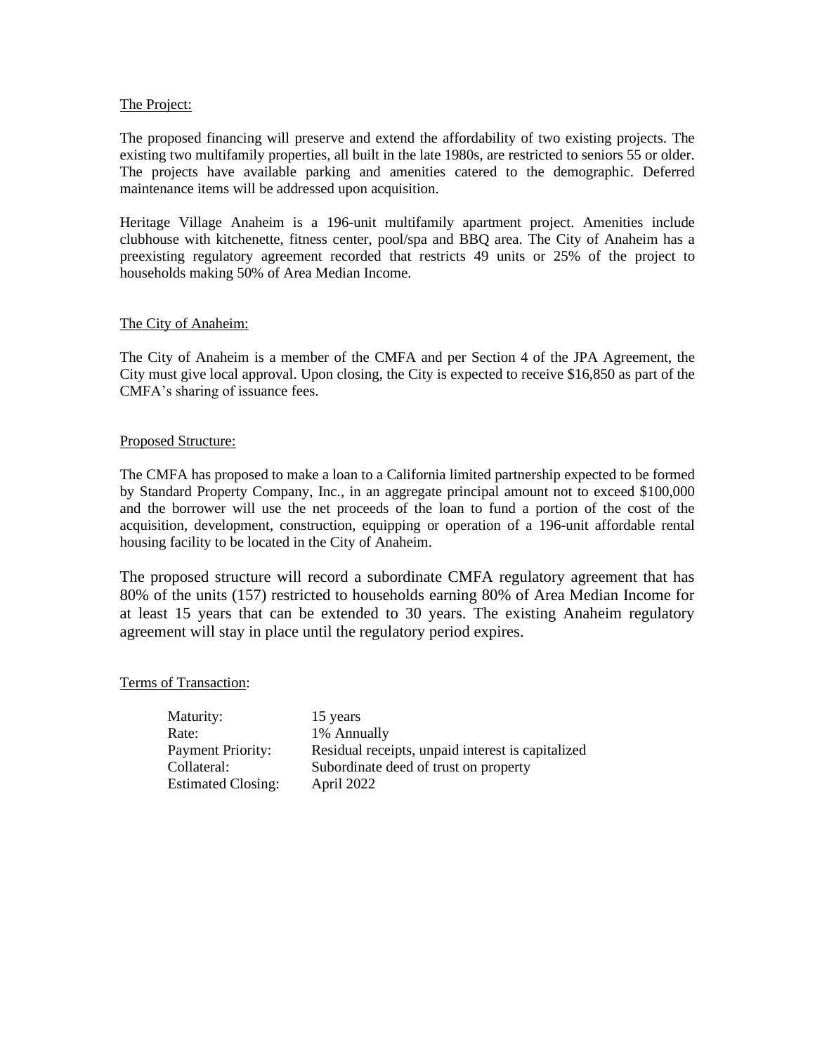<u>The Project:</u>

The proposed financing will preserve and extend the affordability of two existing projects. The existing two multifamily properties, all built in the late 1980s, are restricted to seniors 55 or older. The projects have available parking and amenities catered to the demographic. Deferred maintenance items will be addressed upon acquisition.

Heritage Village Anaheim is a 196-unit multifamily apartment project. Amenities include clubhouse with kitchenette, fitness center, pool/spa and BBQ area. The City of Anaheim has a preexisting regulatory agreement recorded that restricts 49 units or 25% of the project to households making 50% of Area Median Income.

<u>The City of Anaheim:</u>

The City of Anaheim is a member of the CMFA and per Section 4 of the JPA Agreement, the City must give local approval. Upon closing, the City is expected to receive $16,850 as part of the CMFA's sharing of issuance fees.

<u>Proposed Structure:</u>

The CMFA has proposed to make a loan to a California limited partnership expected to be formed by Standard Property Company, Inc., in an aggregate principal amount not to exceed $100,000 and the borrower will use the net proceeds of the loan to fund a portion of the cost of the acquisition, development, construction, equipping or operation of a 196-unit affordable rental housing facility to be located in the City of Anaheim.

The proposed structure will record a subordinate CMFA regulatory agreement that has 80% of the units (157) restricted to households earning 80% of Area Median Income for at least 15 years that can be extended to 30 years. The existing Anaheim regulatory agreement will stay in place until the regulatory period expires.

<u>Terms of Transaction</u>:

| | |
|---|---|
| Maturity: | 15 years |
| Rate: | 1% Annually |
| Payment Priority: | Residual receipts, unpaid interest is capitalized |
| Collateral: | Subordinate deed of trust on property |
| Estimated Closing: | April 2022 |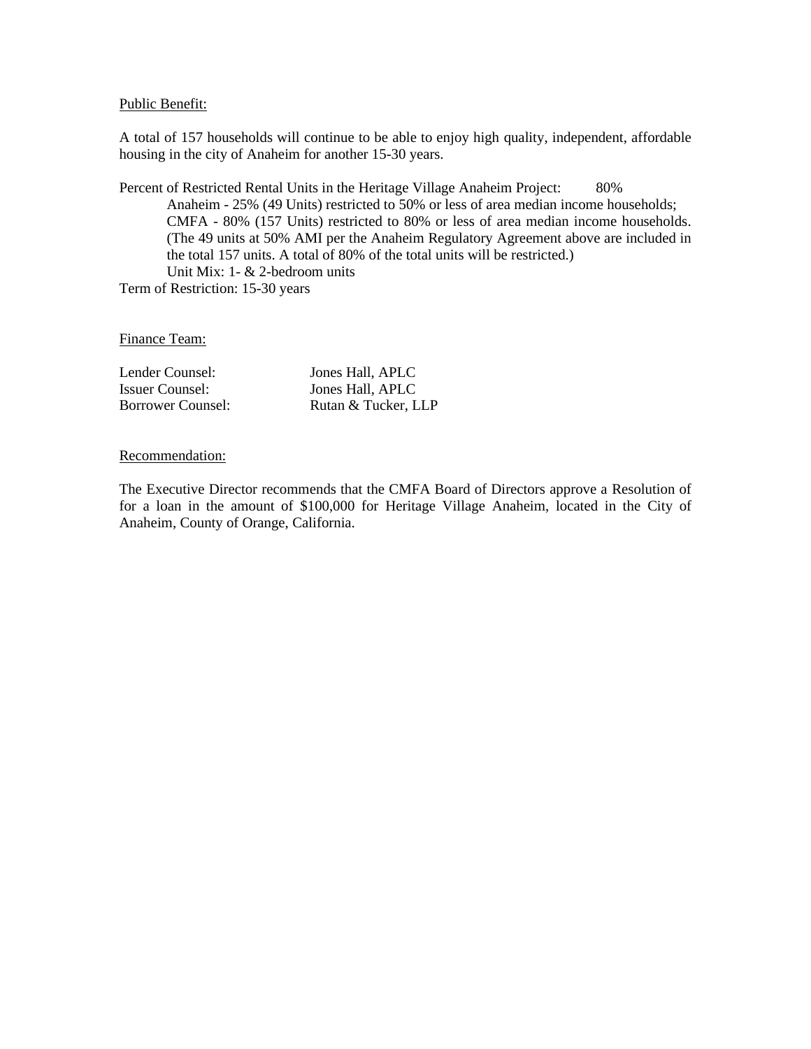<u>Public Benefit:</u>

A total of 157 households will continue to be able to enjoy high quality, independent, affordable housing in the city of Anaheim for another 15-30 years.

Percent of Restricted Rental Units in the Heritage Village Anaheim Project: 80%

Anaheim - 25% (49 Units) restricted to 50% or less of area median income households;
CMFA - 80% (157 Units) restricted to 80% or less of area median income households. (The 49 units at 50% AMI per the Anaheim Regulatory Agreement above are included in the total 157 units. A total of 80% of the total units will be restricted.)
Unit Mix: 1- & 2-bedroom units

Term of Restriction: 15-30 years

<u>Finance Team:</u>

| | |
|---|---|
| Lender Counsel: | Jones Hall, APLC |
| Issuer Counsel: | Jones Hall, APLC |
| Borrower Counsel: | Rutan & Tucker, LLP |

<u>Recommendation:</u>

The Executive Director recommends that the CMFA Board of Directors approve a Resolution of for a loan in the amount of $100,000 for Heritage Village Anaheim, located in the City of Anaheim, County of Orange, California.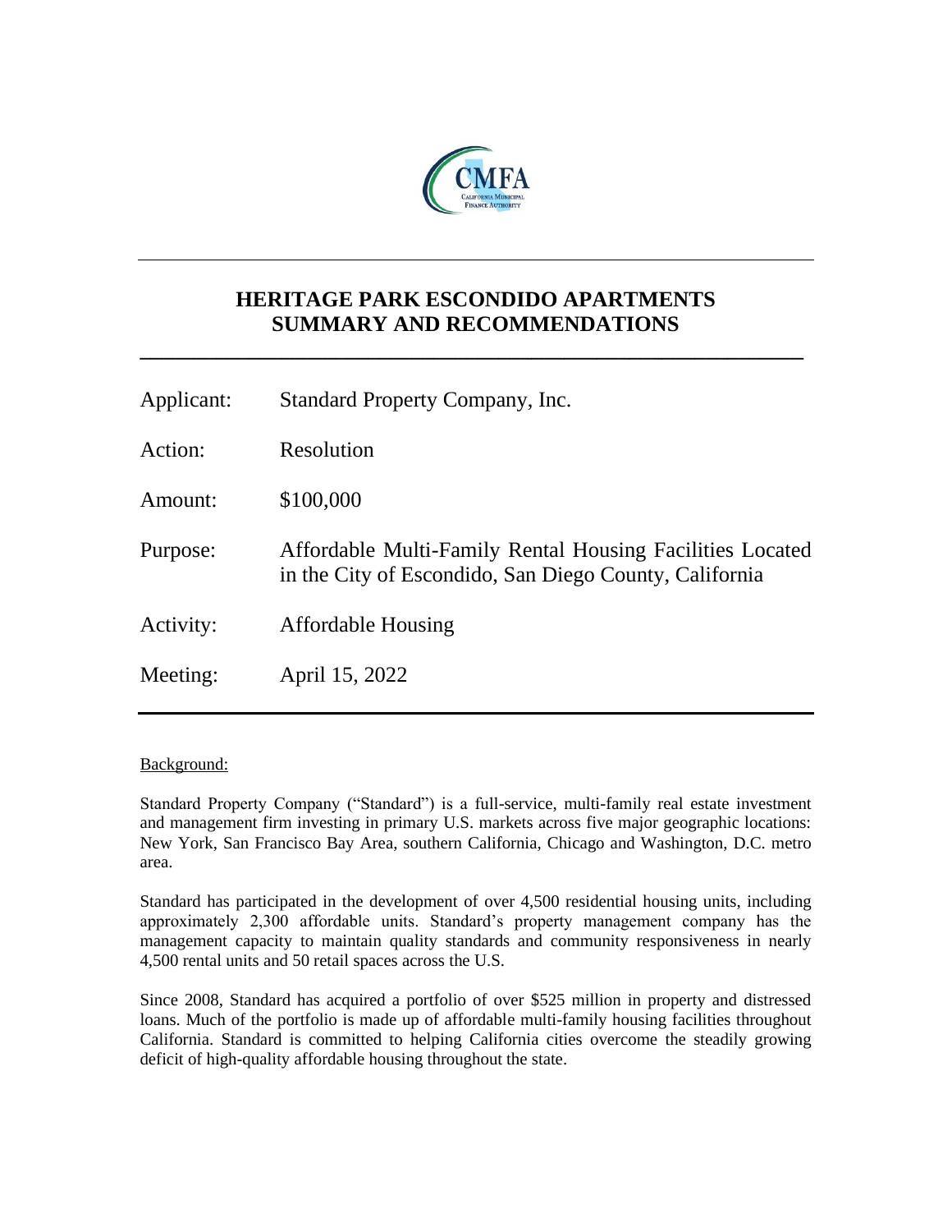# HERITAGE PARK ESCONDIDO APARTMENTS SUMMARY AND RECOMMENDATIONS

| | |
|---|---|
| Applicant: | Standard Property Company, Inc. |
| Action: | Resolution |
| Amount: | \$100,000 |
| Purpose: | Affordable Multi-Family Rental Housing Facilities Located in the City of Escondido, San Diego County, California |
| Activity: | Affordable Housing |
| Meeting: | April 15, 2022 |

Background:

Standard Property Company ("Standard") is a full-service, multi-family real estate investment and management firm investing in primary U.S. markets across five major geographic locations: New York, San Francisco Bay Area, southern California, Chicago and Washington, D.C. metro area.

Standard has participated in the development of over 4,500 residential housing units, including approximately 2,300 affordable units. Standard's property management company has the management capacity to maintain quality standards and community responsiveness in nearly 4,500 rental units and 50 retail spaces across the U.S.

Since 2008, Standard has acquired a portfolio of over \$525 million in property and distressed loans. Much of the portfolio is made up of affordable multi-family housing facilities throughout California. Standard is committed to helping California cities overcome the steadily growing deficit of high-quality affordable housing throughout the state.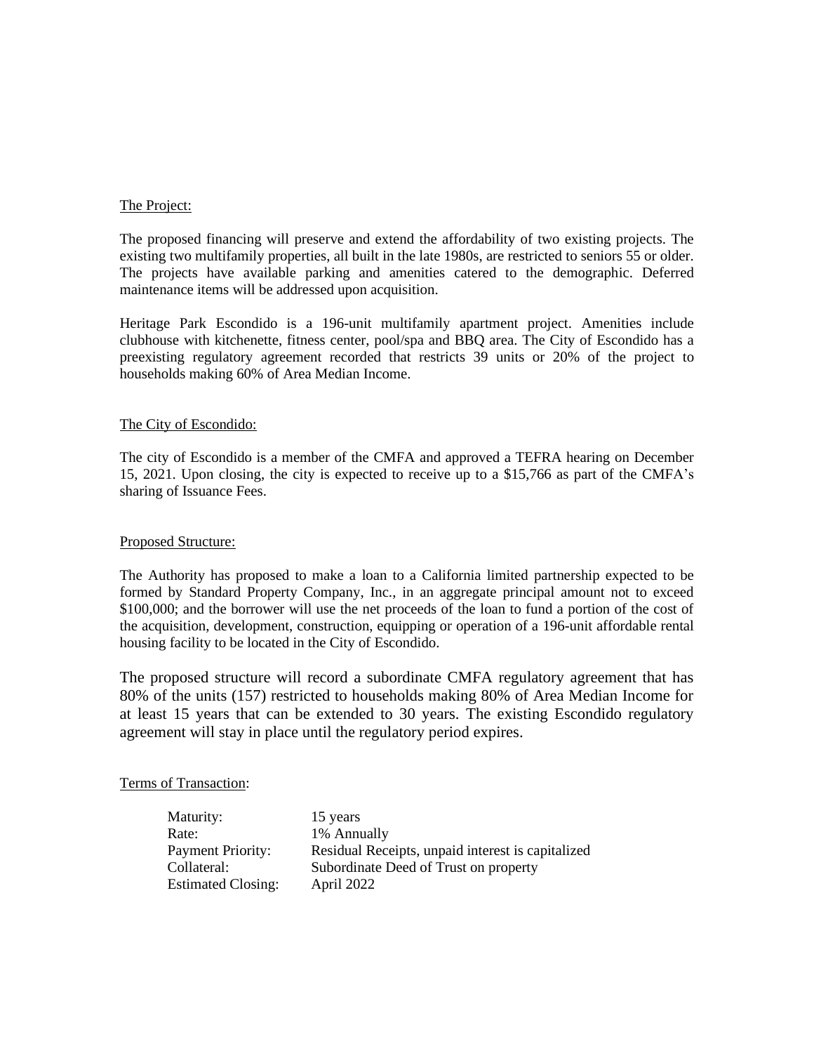The Project:

The proposed financing will preserve and extend the affordability of two existing projects. The existing two multifamily properties, all built in the late 1980s, are restricted to seniors 55 or older. The projects have available parking and amenities catered to the demographic. Deferred maintenance items will be addressed upon acquisition.

Heritage Park Escondido is a 196-unit multifamily apartment project. Amenities include clubhouse with kitchenette, fitness center, pool/spa and BBQ area. The City of Escondido has a preexisting regulatory agreement recorded that restricts 39 units or 20% of the project to households making 60% of Area Median Income.

The City of Escondido:

The city of Escondido is a member of the CMFA and approved a TEFRA hearing on December 15, 2021. Upon closing, the city is expected to receive up to a $15,766 as part of the CMFA's sharing of Issuance Fees.

Proposed Structure:

The Authority has proposed to make a loan to a California limited partnership expected to be formed by Standard Property Company, Inc., in an aggregate principal amount not to exceed $100,000; and the borrower will use the net proceeds of the loan to fund a portion of the cost of the acquisition, development, construction, equipping or operation of a 196-unit affordable rental housing facility to be located in the City of Escondido.

The proposed structure will record a subordinate CMFA regulatory agreement that has 80% of the units (157) restricted to households making 80% of Area Median Income for at least 15 years that can be extended to 30 years. The existing Escondido regulatory agreement will stay in place until the regulatory period expires.

Terms of Transaction:

| | |
|---|---|
| Maturity: | 15 years |
| Rate: | 1% Annually |
| Payment Priority: | Residual Receipts, unpaid interest is capitalized |
| Collateral: | Subordinate Deed of Trust on property |
| Estimated Closing: | April 2022 |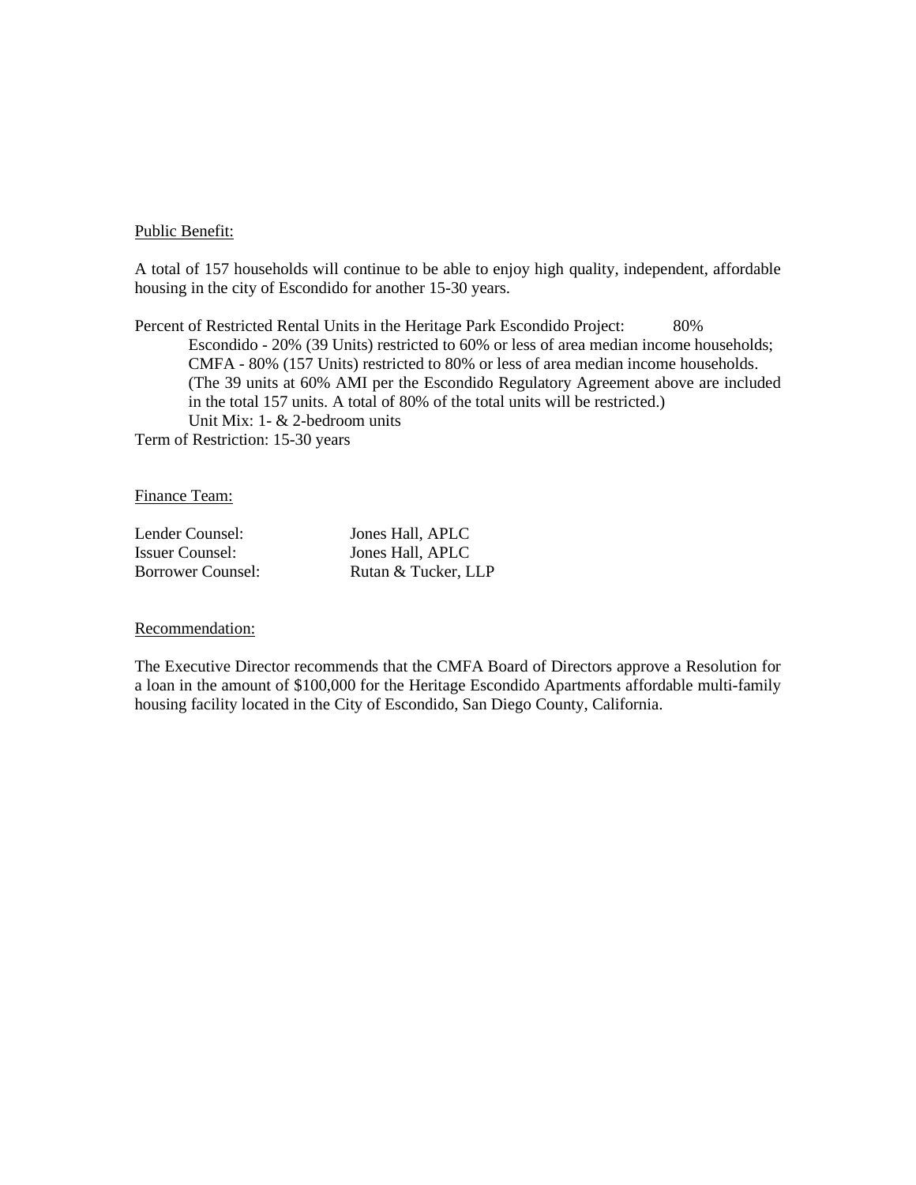Public Benefit:

A total of 157 households will continue to be able to enjoy high quality, independent, affordable housing in the city of Escondido for another 15-30 years.

Percent of Restricted Rental Units in the Heritage Park Escondido Project: 80%

> Escondido - 20% (39 Units) restricted to 60% or less of area median income households;
> CMFA - 80% (157 Units) restricted to 80% or less of area median income households.
> (The 39 units at 60% AMI per the Escondido Regulatory Agreement above are included in the total 157 units. A total of 80% of the total units will be restricted.)
> Unit Mix: 1- & 2-bedroom units

Term of Restriction: 15-30 years

Finance Team:

| | |
|---|---|
| Lender Counsel: | Jones Hall, APLC |
| Issuer Counsel: | Jones Hall, APLC |
| Borrower Counsel: | Rutan & Tucker, LLP |

Recommendation:

The Executive Director recommends that the CMFA Board of Directors approve a Resolution for a loan in the amount of $100,000 for the Heritage Escondido Apartments affordable multi-family housing facility located in the City of Escondido, San Diego County, California.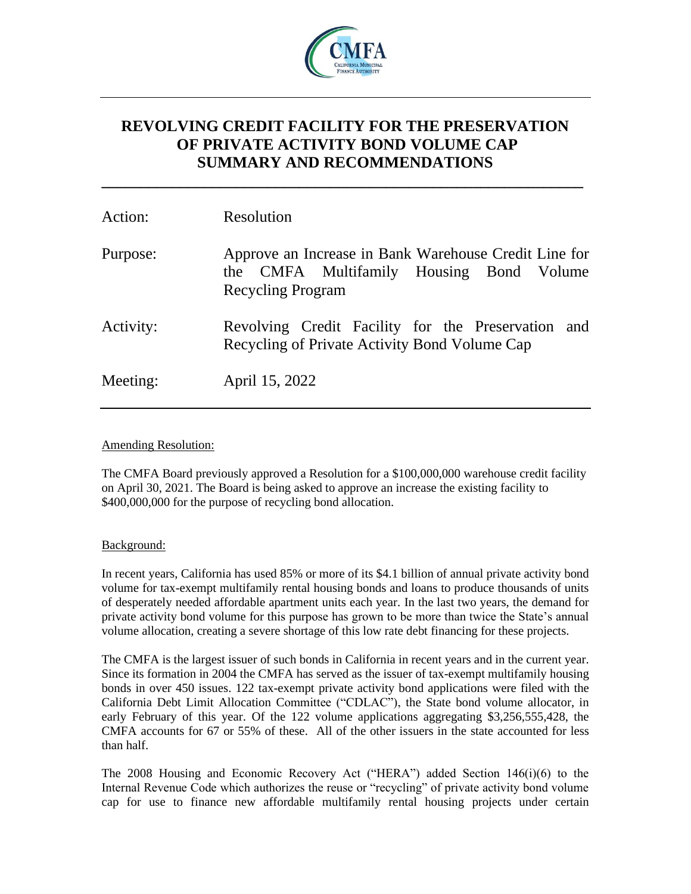# REVOLVING CREDIT FACILITY FOR THE PRESERVATION OF PRIVATE ACTIVITY BOND VOLUME CAP SUMMARY AND RECOMMENDATIONS

| | |
|---|---|
| Action: | Resolution |
| Purpose: | Approve an Increase in Bank Warehouse Credit Line for the CMFA Multifamily Housing Bond Volume Recycling Program |
| Activity: | Revolving Credit Facility for the Preservation and Recycling of Private Activity Bond Volume Cap |
| Meeting: | April 15, 2022 |

Amending Resolution:

The CMFA Board previously approved a Resolution for a $100,000,000 warehouse credit facility on April 30, 2021. The Board is being asked to approve an increase the existing facility to $400,000,000 for the purpose of recycling bond allocation.

Background:

In recent years, California has used 85% or more of its $4.1 billion of annual private activity bond volume for tax-exempt multifamily rental housing bonds and loans to produce thousands of units of desperately needed affordable apartment units each year. In the last two years, the demand for private activity bond volume for this purpose has grown to be more than twice the State's annual volume allocation, creating a severe shortage of this low rate debt financing for these projects.

The CMFA is the largest issuer of such bonds in California in recent years and in the current year. Since its formation in 2004 the CMFA has served as the issuer of tax-exempt multifamily housing bonds in over 450 issues. 122 tax-exempt private activity bond applications were filed with the California Debt Limit Allocation Committee ("CDLAC"), the State bond volume allocator, in early February of this year. Of the 122 volume applications aggregating $3,256,555,428, the CMFA accounts for 67 or 55% of these. All of the other issuers in the state accounted for less than half.

The 2008 Housing and Economic Recovery Act ("HERA") added Section 146(i)(6) to the Internal Revenue Code which authorizes the reuse or "recycling" of private activity bond volume cap for use to finance new affordable multifamily rental housing projects under certain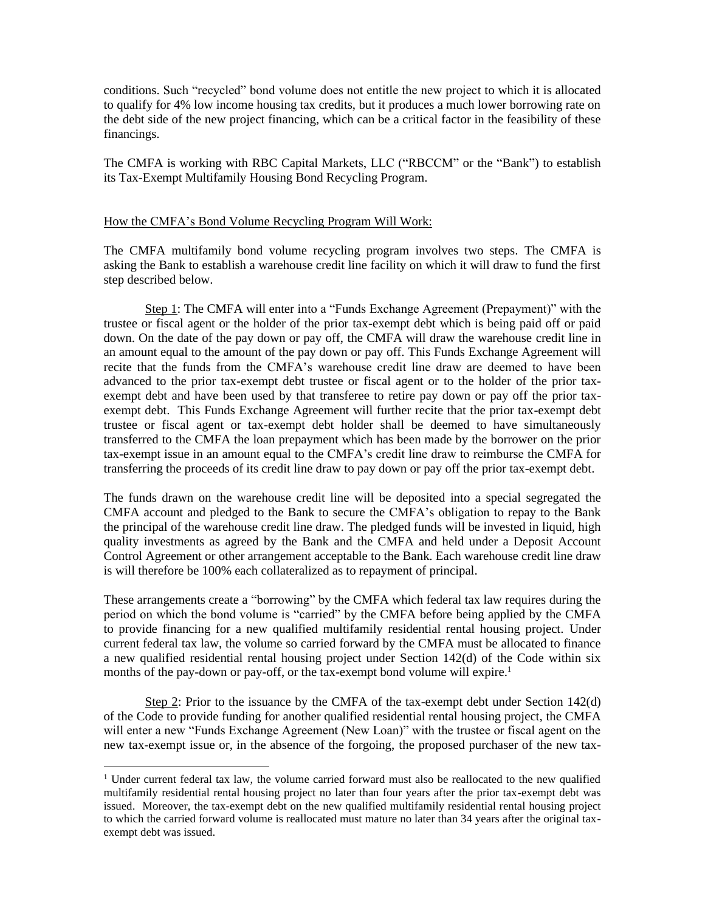conditions. Such "recycled" bond volume does not entitle the new project to which it is allocated to qualify for 4% low income housing tax credits, but it produces a much lower borrowing rate on the debt side of the new project financing, which can be a critical factor in the feasibility of these financings.

The CMFA is working with RBC Capital Markets, LLC ("RBCCM" or the "Bank") to establish its Tax-Exempt Multifamily Housing Bond Recycling Program.

<u>How the CMFA's Bond Volume Recycling Program Will Work:</u>

The CMFA multifamily bond volume recycling program involves two steps. The CMFA is asking the Bank to establish a warehouse credit line facility on which it will draw to fund the first step described below.

<u>Step 1</u>: The CMFA will enter into a "Funds Exchange Agreement (Prepayment)" with the trustee or fiscal agent or the holder of the prior tax-exempt debt which is being paid off or paid down. On the date of the pay down or pay off, the CMFA will draw the warehouse credit line in an amount equal to the amount of the pay down or pay off. This Funds Exchange Agreement will recite that the funds from the CMFA's warehouse credit line draw are deemed to have been advanced to the prior tax-exempt debt trustee or fiscal agent or to the holder of the prior tax-exempt debt and have been used by that transferee to retire pay down or pay off the prior tax-exempt debt. This Funds Exchange Agreement will further recite that the prior tax-exempt debt trustee or fiscal agent or tax-exempt debt holder shall be deemed to have simultaneously transferred to the CMFA the loan prepayment which has been made by the borrower on the prior tax-exempt issue in an amount equal to the CMFA's credit line draw to reimburse the CMFA for transferring the proceeds of its credit line draw to pay down or pay off the prior tax-exempt debt.

The funds drawn on the warehouse credit line will be deposited into a special segregated the CMFA account and pledged to the Bank to secure the CMFA's obligation to repay to the Bank the principal of the warehouse credit line draw. The pledged funds will be invested in liquid, high quality investments as agreed by the Bank and the CMFA and held under a Deposit Account Control Agreement or other arrangement acceptable to the Bank. Each warehouse credit line draw is will therefore be 100% each collateralized as to repayment of principal.

These arrangements create a "borrowing" by the CMFA which federal tax law requires during the period on which the bond volume is "carried" by the CMFA before being applied by the CMFA to provide financing for a new qualified multifamily residential rental housing project. Under current federal tax law, the volume so carried forward by the CMFA must be allocated to finance a new qualified residential rental housing project under Section 142(d) of the Code within six months of the pay-down or pay-off, or the tax-exempt bond volume will expire.[1]

<u>Step 2</u>: Prior to the issuance by the CMFA of the tax-exempt debt under Section 142(d) of the Code to provide funding for another qualified residential rental housing project, the CMFA will enter a new "Funds Exchange Agreement (New Loan)" with the trustee or fiscal agent on the new tax-exempt issue or, in the absence of the forgoing, the proposed purchaser of the new tax-

---

[1] Under current federal tax law, the volume carried forward must also be reallocated to the new qualified multifamily residential rental housing project no later than four years after the prior tax-exempt debt was issued. Moreover, the tax-exempt debt on the new qualified multifamily residential rental housing project to which the carried forward volume is reallocated must mature no later than 34 years after the original tax-exempt debt was issued.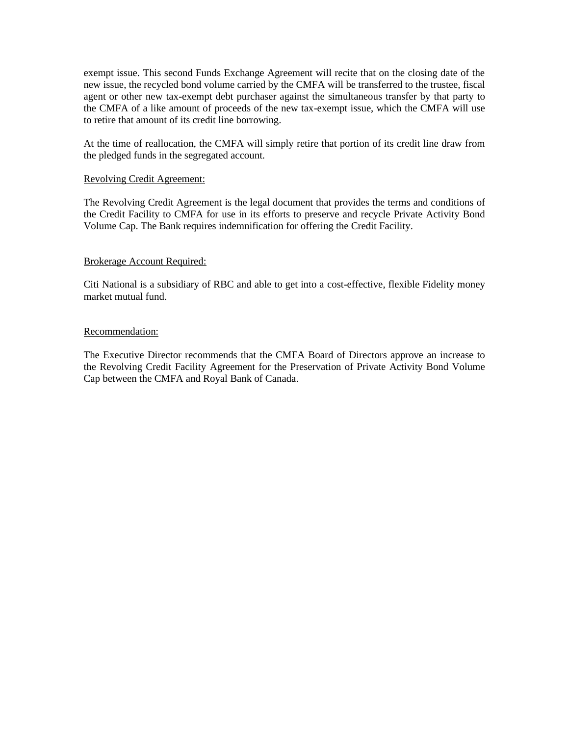exempt issue. This second Funds Exchange Agreement will recite that on the closing date of the new issue, the recycled bond volume carried by the CMFA will be transferred to the trustee, fiscal agent or other new tax-exempt debt purchaser against the simultaneous transfer by that party to the CMFA of a like amount of proceeds of the new tax-exempt issue, which the CMFA will use to retire that amount of its credit line borrowing.

At the time of reallocation, the CMFA will simply retire that portion of its credit line draw from the pledged funds in the segregated account.

<u>Revolving Credit Agreement:</u>

The Revolving Credit Agreement is the legal document that provides the terms and conditions of the Credit Facility to CMFA for use in its efforts to preserve and recycle Private Activity Bond Volume Cap. The Bank requires indemnification for offering the Credit Facility.

<u>Brokerage Account Required:</u>

Citi National is a subsidiary of RBC and able to get into a cost-effective, flexible Fidelity money market mutual fund.

<u>Recommendation:</u>

The Executive Director recommends that the CMFA Board of Directors approve an increase to the Revolving Credit Facility Agreement for the Preservation of Private Activity Bond Volume Cap between the CMFA and Royal Bank of Canada.